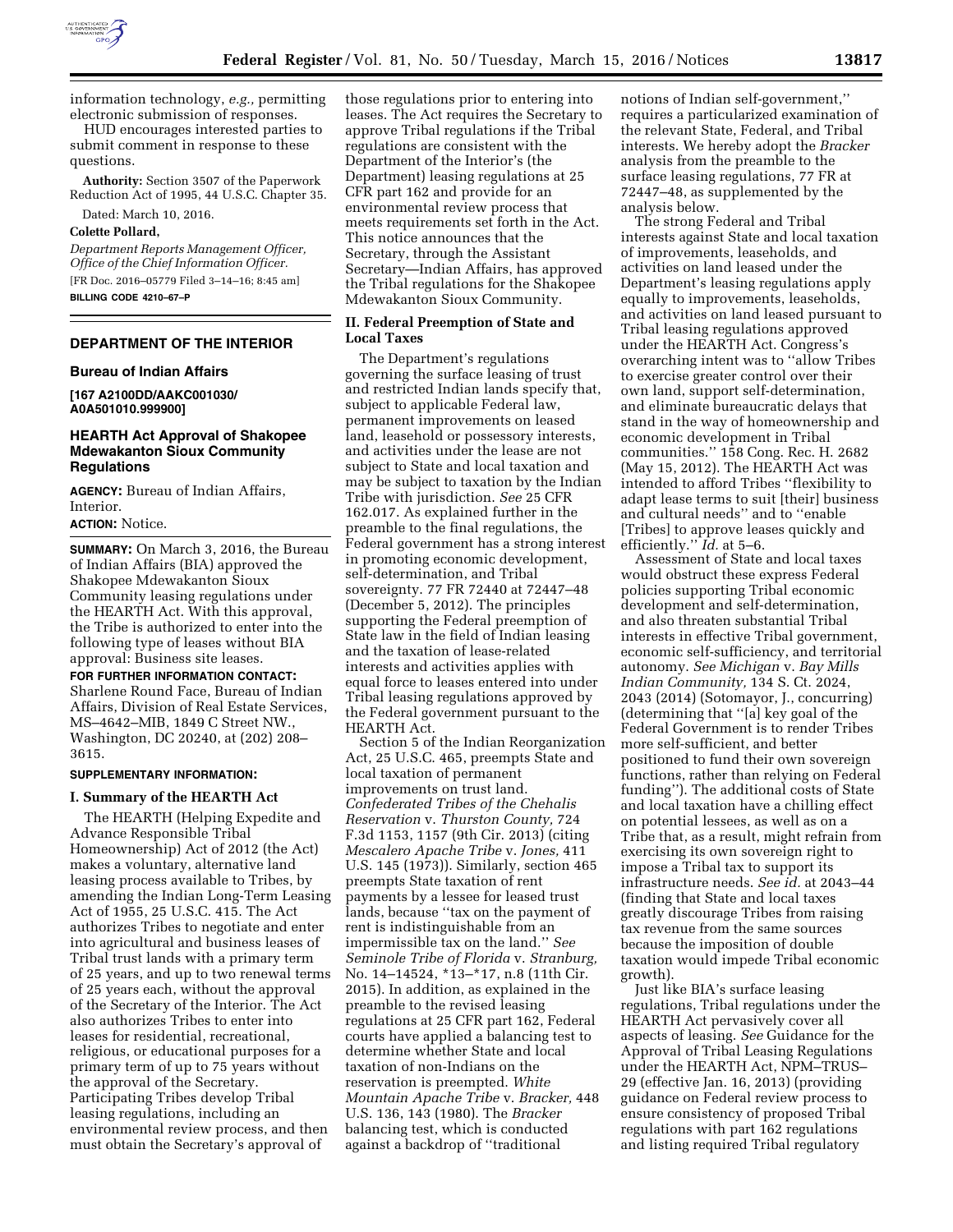information technology, *e.g.,* permitting electronic submission of responses.

HUD encourages interested parties to submit comment in response to these questions.

**Authority:** Section 3507 of the Paperwork Reduction Act of 1995, 44 U.S.C. Chapter 35.

Dated: March 10, 2016.

**Colette Pollard,**

*Department Reports Management Officer, Office of the Chief Information Officer.*

[FR Doc. 2016–05779 Filed 3–14–16; 8:45 am]

**BILLING CODE 4210–67–P**

## DEPARTMENT OF THE INTERIOR

### Bureau of Indian Affairs

**[167 A2100DD/AAKC001030/A0A501010.999900]**

### HEARTH Act Approval of Shakopee Mdewakanton Sioux Community Regulations

**AGENCY:** Bureau of Indian Affairs, Interior.

**ACTION:** Notice.

**SUMMARY:** On March 3, 2016, the Bureau of Indian Affairs (BIA) approved the Shakopee Mdewakanton Sioux Community leasing regulations under the HEARTH Act. With this approval, the Tribe is authorized to enter into the following type of leases without BIA approval: Business site leases.

**FOR FURTHER INFORMATION CONTACT:** Sharlene Round Face, Bureau of Indian Affairs, Division of Real Estate Services, MS–4642–MIB, 1849 C Street NW., Washington, DC 20240, at (202) 208–3615.

**SUPPLEMENTARY INFORMATION:**

#### I. Summary of the HEARTH Act

The HEARTH (Helping Expedite and Advance Responsible Tribal Homeownership) Act of 2012 (the Act) makes a voluntary, alternative land leasing process available to Tribes, by amending the Indian Long-Term Leasing Act of 1955, 25 U.S.C. 415. The Act authorizes Tribes to negotiate and enter into agricultural and business leases of Tribal trust lands with a primary term of 25 years, and up to two renewal terms of 25 years each, without the approval of the Secretary of the Interior. The Act also authorizes Tribes to enter into leases for residential, recreational, religious, or educational purposes for a primary term of up to 75 years without the approval of the Secretary. Participating Tribes develop Tribal leasing regulations, including an environmental review process, and then must obtain the Secretary's approval of those regulations prior to entering into leases. The Act requires the Secretary to approve Tribal regulations if the Tribal regulations are consistent with the Department of the Interior's (the Department) leasing regulations at 25 CFR part 162 and provide for an environmental review process that meets requirements set forth in the Act. This notice announces that the Secretary, through the Assistant Secretary—Indian Affairs, has approved the Tribal regulations for the Shakopee Mdewakanton Sioux Community.

#### II. Federal Preemption of State and Local Taxes

The Department's regulations governing the surface leasing of trust and restricted Indian lands specify that, subject to applicable Federal law, permanent improvements on leased land, leasehold or possessory interests, and activities under the lease are not subject to State and local taxation and may be subject to taxation by the Indian Tribe with jurisdiction. *See* 25 CFR 162.017. As explained further in the preamble to the final regulations, the Federal government has a strong interest in promoting economic development, self-determination, and Tribal sovereignty. 77 FR 72440 at 72447–48 (December 5, 2012). The principles supporting the Federal preemption of State law in the field of Indian leasing and the taxation of lease-related interests and activities applies with equal force to leases entered into under Tribal leasing regulations approved by the Federal government pursuant to the HEARTH Act.

Section 5 of the Indian Reorganization Act, 25 U.S.C. 465, preempts State and local taxation of permanent improvements on trust land. *Confederated Tribes of the Chehalis Reservation* v. *Thurston County,* 724 F.3d 1153, 1157 (9th Cir. 2013) (citing *Mescalero Apache Tribe* v. *Jones,* 411 U.S. 145 (1973)). Similarly, section 465 preempts State taxation of rent payments by a lessee for leased trust lands, because "tax on the payment of rent is indistinguishable from an impermissible tax on the land." *See Seminole Tribe of Florida* v. *Stranburg,* No. 14–14524, *13–*17, n.8 (11th Cir. 2015). In addition, as explained in the preamble to the revised leasing regulations at 25 CFR part 162, Federal courts have applied a balancing test to determine whether State and local taxation of non-Indians on the reservation is preempted. *White Mountain Apache Tribe* v. *Bracker,* 448 U.S. 136, 143 (1980). The *Bracker* balancing test, which is conducted against a backdrop of "traditional notions of Indian self-government," requires a particularized examination of the relevant State, Federal, and Tribal interests. We hereby adopt the *Bracker* analysis from the preamble to the surface leasing regulations, 77 FR at 72447–48, as supplemented by the analysis below.

The strong Federal and Tribal interests against State and local taxation of improvements, leaseholds, and activities on land leased under the Department's leasing regulations apply equally to improvements, leaseholds, and activities on land leased pursuant to Tribal leasing regulations approved under the HEARTH Act. Congress's overarching intent was to "allow Tribes to exercise greater control over their own land, support self-determination, and eliminate bureaucratic delays that stand in the way of homeownership and economic development in Tribal communities." 158 Cong. Rec. H. 2682 (May 15, 2012). The HEARTH Act was intended to afford Tribes "flexibility to adapt lease terms to suit [their] business and cultural needs" and to "enable [Tribes] to approve leases quickly and efficiently." *Id.* at 5–6.

Assessment of State and local taxes would obstruct these express Federal policies supporting Tribal economic development and self-determination, and also threaten substantial Tribal interests in effective Tribal government, economic self-sufficiency, and territorial autonomy. *See Michigan* v. *Bay Mills Indian Community,* 134 S. Ct. 2024, 2043 (2014) (Sotomayor, J., concurring) (determining that "[a] key goal of the Federal Government is to render Tribes more self-sufficient, and better positioned to fund their own sovereign functions, rather than relying on Federal funding"). The additional costs of State and local taxation have a chilling effect on potential lessees, as well as on a Tribe that, as a result, might refrain from exercising its own sovereign right to impose a Tribal tax to support its infrastructure needs. *See id.* at 2043–44 (finding that State and local taxes greatly discourage Tribes from raising tax revenue from the same sources because the imposition of double taxation would impede Tribal economic growth).

Just like BIA's surface leasing regulations, Tribal regulations under the HEARTH Act pervasively cover all aspects of leasing. *See* Guidance for the Approval of Tribal Leasing Regulations under the HEARTH Act, NPM–TRUS–29 (effective Jan. 16, 2013) (providing guidance on Federal review process to ensure consistency of proposed Tribal regulations with part 162 regulations and listing required Tribal regulatory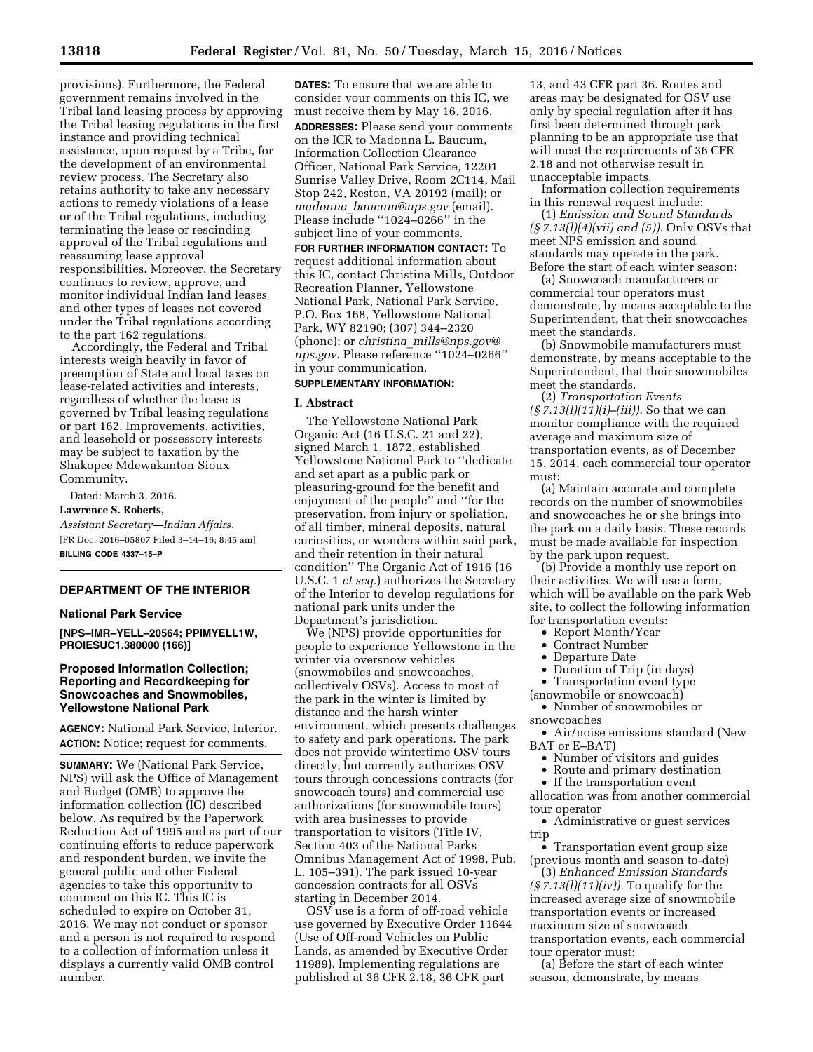provisions). Furthermore, the Federal government remains involved in the Tribal land leasing process by approving the Tribal leasing regulations in the first instance and providing technical assistance, upon request by a Tribe, for the development of an environmental review process. The Secretary also retains authority to take any necessary actions to remedy violations of a lease or of the Tribal regulations, including terminating the lease or rescinding approval of the Tribal regulations and reassuming lease approval responsibilities. Moreover, the Secretary continues to review, approve, and monitor individual Indian land leases and other types of leases not covered under the Tribal regulations according to the part 162 regulations.

Accordingly, the Federal and Tribal interests weigh heavily in favor of preemption of State and local taxes on lease-related activities and interests, regardless of whether the lease is governed by Tribal leasing regulations or part 162. Improvements, activities, and leasehold or possessory interests may be subject to taxation by the Shakopee Mdewakanton Sioux Community.

Dated: March 3, 2016.

**Lawrence S. Roberts,**

*Assistant Secretary—Indian Affairs.*

[FR Doc. 2016–05807 Filed 3–14–16; 8:45 am]

**BILLING CODE 4337–15–P**

## DEPARTMENT OF THE INTERIOR

### National Park Service

**[NPS–IMR–YELL–20564; PPIMYELL1W, PROIESUC1.380000 (166)]**

### Proposed Information Collection; Reporting and Recordkeeping for Snowcoaches and Snowmobiles, Yellowstone National Park

**AGENCY:** National Park Service, Interior.

**ACTION:** Notice; request for comments.

**SUMMARY:** We (National Park Service, NPS) will ask the Office of Management and Budget (OMB) to approve the information collection (IC) described below. As required by the Paperwork Reduction Act of 1995 and as part of our continuing efforts to reduce paperwork and respondent burden, we invite the general public and other Federal agencies to take this opportunity to comment on this IC. This IC is scheduled to expire on October 31, 2016. We may not conduct or sponsor and a person is not required to respond to a collection of information unless it displays a currently valid OMB control number.

**DATES:** To ensure that we are able to consider your comments on this IC, we must receive them by May 16, 2016.

**ADDRESSES:** Please send your comments on the ICR to Madonna L. Baucum, Information Collection Clearance Officer, National Park Service, 12201 Sunrise Valley Drive, Room 2C114, Mail Stop 242, Reston, VA 20192 (mail); or *madonna_baucum@nps.gov* (email). Please include ''1024–0266'' in the subject line of your comments.

**FOR FURTHER INFORMATION CONTACT:** To request additional information about this IC, contact Christina Mills, Outdoor Recreation Planner, Yellowstone National Park, National Park Service, P.O. Box 168, Yellowstone National Park, WY 82190; (307) 344–2320 (phone); or *christina_mills@nps.gov@nps.gov*. Please reference ''1024–0266'' in your communication.

**SUPPLEMENTARY INFORMATION:**

#### I. Abstract

The Yellowstone National Park Organic Act (16 U.S.C. 21 and 22), signed March 1, 1872, established Yellowstone National Park to ''dedicate and set apart as a public park or pleasuring-ground for the benefit and enjoyment of the people'' and ''for the preservation, from injury or spoliation, of all timber, mineral deposits, natural curiosities, or wonders within said park, and their retention in their natural condition'' The Organic Act of 1916 (16 U.S.C. 1 *et seq.*) authorizes the Secretary of the Interior to develop regulations for national park units under the Department's jurisdiction.

We (NPS) provide opportunities for people to experience Yellowstone in the winter via oversnow vehicles (snowmobiles and snowcoaches, collectively OSVs). Access to most of the park in the winter is limited by distance and the harsh winter environment, which presents challenges to safety and park operations. The park does not provide wintertime OSV tours directly, but currently authorizes OSV tours through concessions contracts (for snowcoach tours) and commercial use authorizations (for snowmobile tours) with area businesses to provide transportation to visitors (Title IV, Section 403 of the National Parks Omnibus Management Act of 1998, Pub. L. 105–391). The park issued 10-year concession contracts for all OSVs starting in December 2014.

OSV use is a form of off-road vehicle use governed by Executive Order 11644 (Use of Off-road Vehicles on Public Lands, as amended by Executive Order 11989). Implementing regulations are published at 36 CFR 2.18, 36 CFR part 13, and 43 CFR part 36. Routes and areas may be designated for OSV use only by special regulation after it has first been determined through park planning to be an appropriate use that will meet the requirements of 36 CFR 2.18 and not otherwise result in unacceptable impacts.

Information collection requirements in this renewal request include:

(1) *Emission and Sound Standards (§ 7.13(l)(4)(vii) and (5)).* Only OSVs that meet NPS emission and sound standards may operate in the park. Before the start of each winter season:

(a) Snowcoach manufacturers or commercial tour operators must demonstrate, by means acceptable to the Superintendent, that their snowcoaches meet the standards.

(b) Snowmobile manufacturers must demonstrate, by means acceptable to the Superintendent, that their snowmobiles meet the standards.

(2) *Transportation Events (§ 7.13(l)(11)(i)–(iii)).* So that we can monitor compliance with the required average and maximum size of transportation events, as of December 15, 2014, each commercial tour operator must:

(a) Maintain accurate and complete records on the number of snowmobiles and snowcoaches he or she brings into the park on a daily basis. These records must be made available for inspection by the park upon request.

(b) Provide a monthly use report on their activities. We will use a form, which will be available on the park Web site, to collect the following information for transportation events:

- Report Month/Year
- Contract Number
- Departure Date
- Duration of Trip (in days)
- Transportation event type (snowmobile or snowcoach)
- Number of snowmobiles or snowcoaches
- Air/noise emissions standard (New BAT or E–BAT)
- Number of visitors and guides
- Route and primary destination
- If the transportation event allocation was from another commercial tour operator
- Administrative or guest services trip
- Transportation event group size (previous month and season to-date)

(3) *Enhanced Emission Standards (§ 7.13(l)(11)(iv)).* To qualify for the increased average size of snowmobile transportation events or increased maximum size of snowcoach transportation events, each commercial tour operator must:

(a) Before the start of each winter season, demonstrate, by means